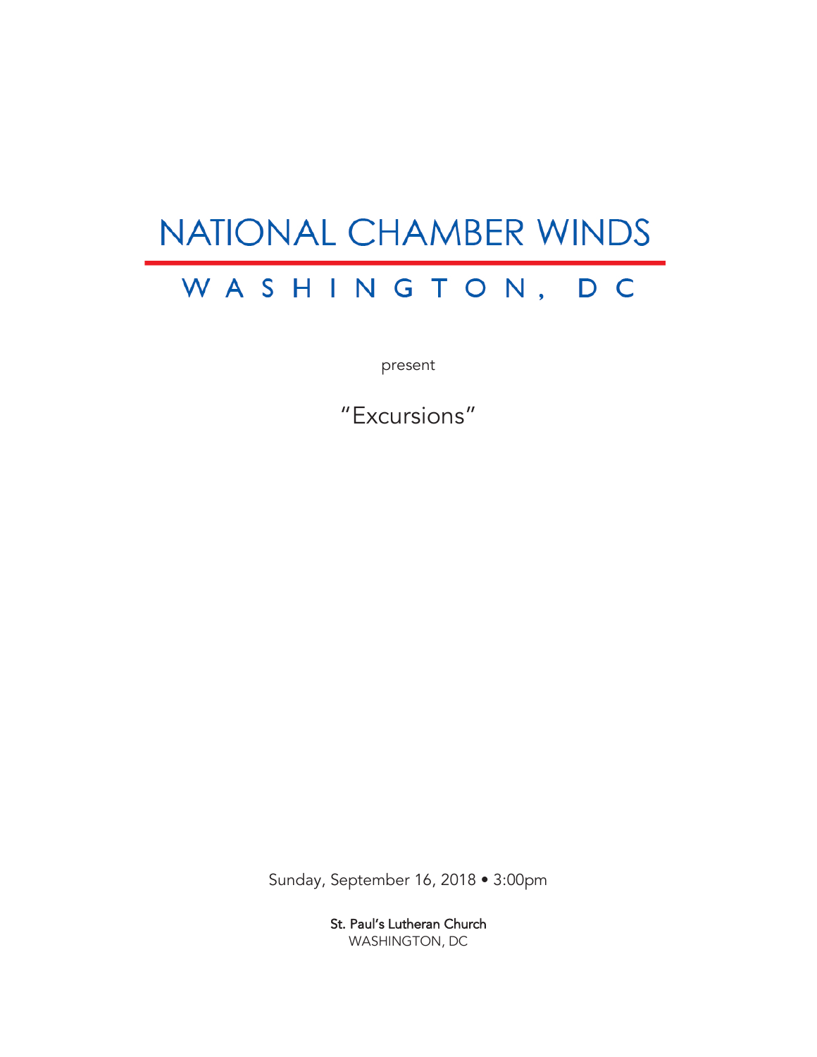# NATIONAL CHAMBER WINDS

## WASHINGTON, DC

present

"Excursions"

Sunday, September 16, 2018 • 3:00pm

St. Paul's Lutheran Church
WASHINGTON, DC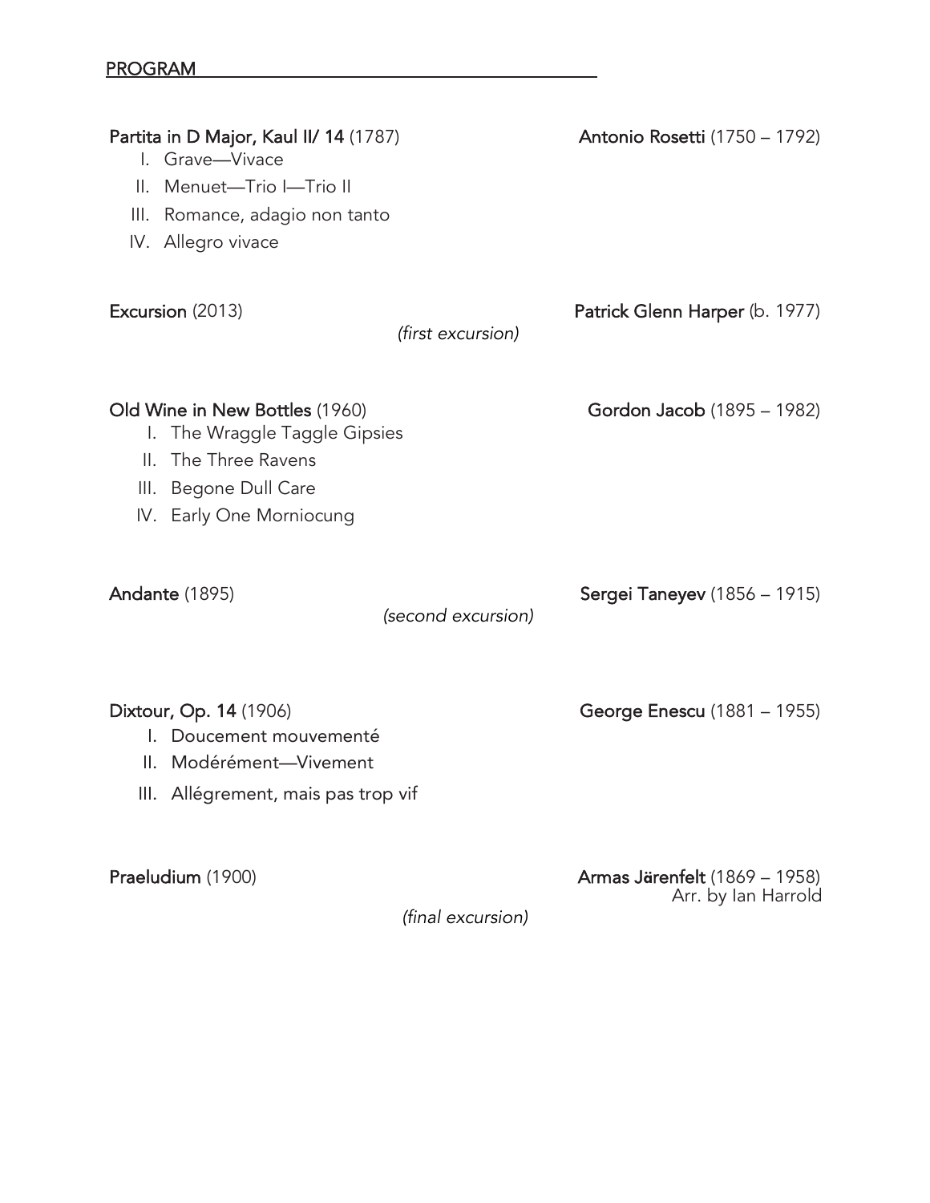## PROGRAM

**Partita in D Major, Kaul II/ 14** (1787) — **Antonio Rosetti** (1750 – 1792)

I. Grave—Vivace
II. Menuet—Trio I—Trio II
III. Romance, adagio non tanto
IV. Allegro vivace

**Excursion** (2013) — **Patrick Glenn Harper** (b. 1977)

*(first excursion)*

**Old Wine in New Bottles** (1960) — **Gordon Jacob** (1895 – 1982)

I. The Wraggle Taggle Gipsies
II. The Three Ravens
III. Begone Dull Care
IV. Early One Morniocung

**Andante** (1895) — **Sergei Taneyev** (1856 – 1915)

*(second excursion)*

**Dixtour, Op. 14** (1906) — **George Enescu** (1881 – 1955)

I. Doucement mouvementé
II. Modérément—Vivement
III. Allégrement, mais pas trop vif

**Praeludium** (1900) — **Armas Järenfelt** (1869 – 1958)
Arr. by Ian Harrold

*(final excursion)*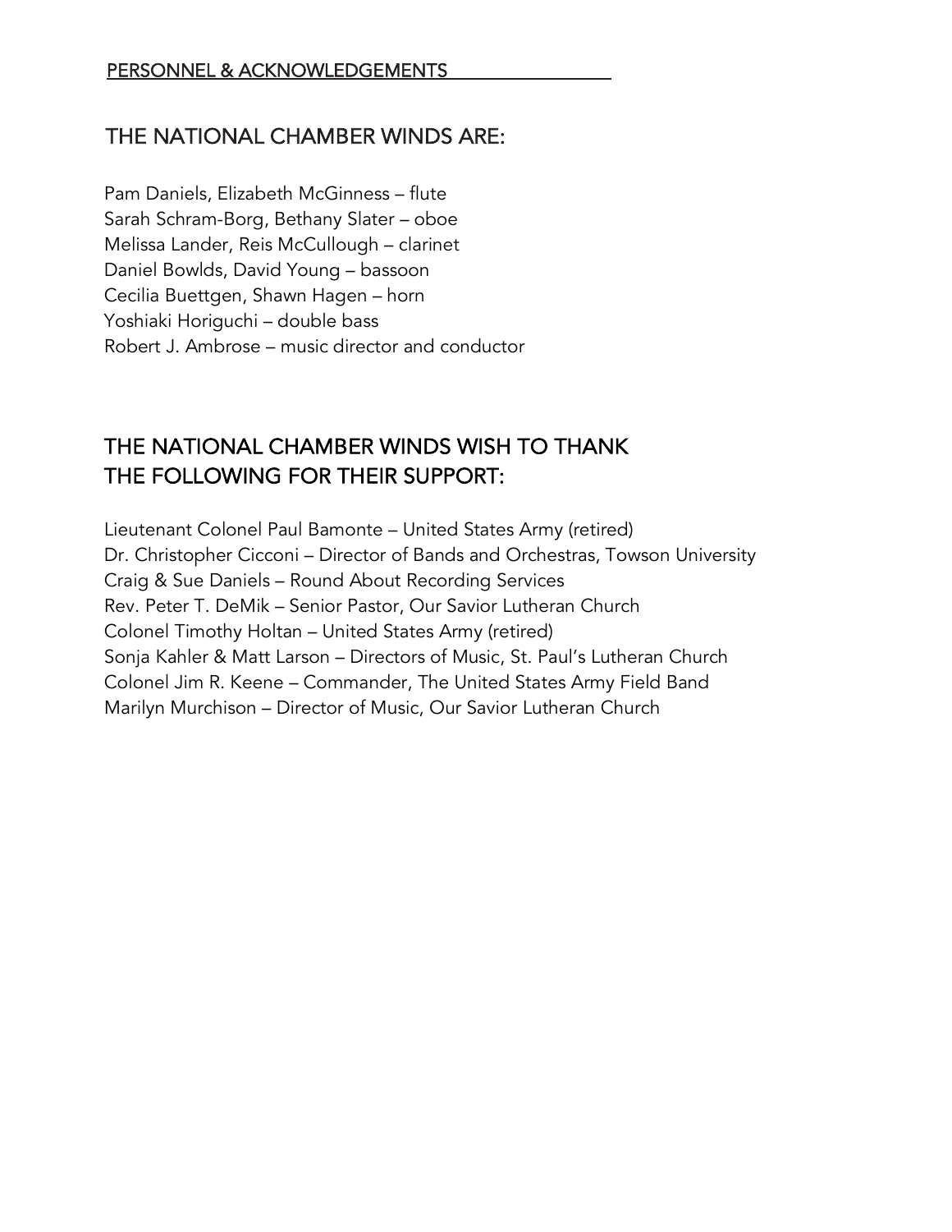PERSONNEL & ACKNOWLEDGEMENTS

## THE NATIONAL CHAMBER WINDS ARE:

Pam Daniels, Elizabeth McGinness – flute
Sarah Schram-Borg, Bethany Slater – oboe
Melissa Lander, Reis McCullough – clarinet
Daniel Bowlds, David Young – bassoon
Cecilia Buettgen, Shawn Hagen – horn
Yoshiaki Horiguchi – double bass
Robert J. Ambrose – music director and conductor

## THE NATIONAL CHAMBER WINDS WISH TO THANK THE FOLLOWING FOR THEIR SUPPORT:

Lieutenant Colonel Paul Bamonte – United States Army (retired)
Dr. Christopher Cicconi – Director of Bands and Orchestras, Towson University
Craig & Sue Daniels – Round About Recording Services
Rev. Peter T. DeMik – Senior Pastor, Our Savior Lutheran Church
Colonel Timothy Holtan – United States Army (retired)
Sonja Kahler & Matt Larson – Directors of Music, St. Paul's Lutheran Church
Colonel Jim R. Keene – Commander, The United States Army Field Band
Marilyn Murchison – Director of Music, Our Savior Lutheran Church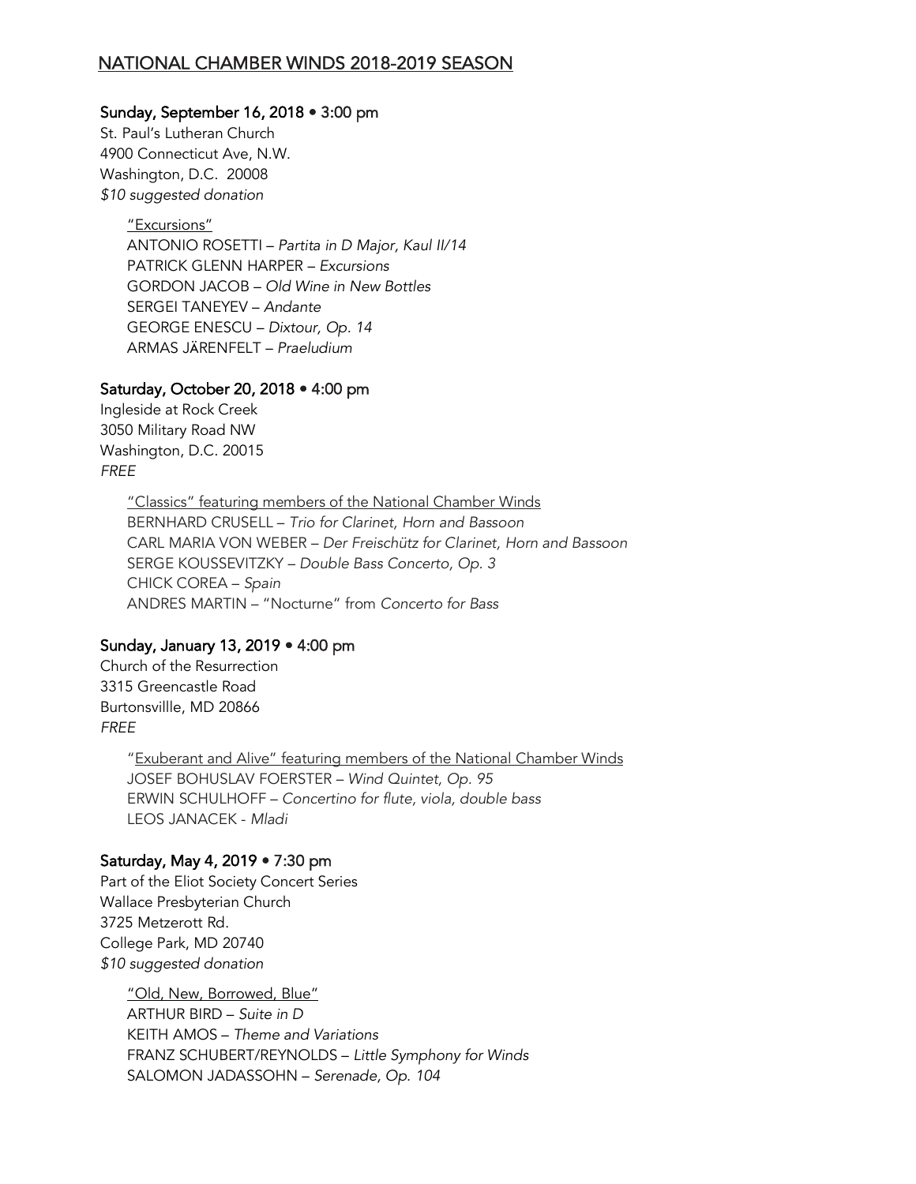# NATIONAL CHAMBER WINDS 2018-2019 SEASON

**Sunday, September 16, 2018 • 3:00 pm**

St. Paul's Lutheran Church
4900 Connecticut Ave, N.W.
Washington, D.C. 20008
*$10 suggested donation*

> "Excursions"
> ANTONIO ROSETTI – *Partita in D Major, Kaul II/14*
> PATRICK GLENN HARPER – *Excursions*
> GORDON JACOB – *Old Wine in New Bottles*
> SERGEI TANEYEV – *Andante*
> GEORGE ENESCU – *Dixtour, Op. 14*
> ARMAS JÄRENFELT – *Praeludium*

**Saturday, October 20, 2018 • 4:00 pm**

Ingleside at Rock Creek
3050 Military Road NW
Washington, D.C. 20015
*FREE*

> "Classics" featuring members of the National Chamber Winds
> BERNHARD CRUSELL – *Trio for Clarinet, Horn and Bassoon*
> CARL MARIA VON WEBER – *Der Freischütz for Clarinet, Horn and Bassoon*
> SERGE KOUSSEVITZKY – *Double Bass Concerto, Op. 3*
> CHICK COREA – *Spain*
> ANDRES MARTIN – "Nocturne" from *Concerto for Bass*

**Sunday, January 13, 2019 • 4:00 pm**

Church of the Resurrection
3315 Greencastle Road
Burtonsvillle, MD 20866
*FREE*

> "Exuberant and Alive" featuring members of the National Chamber Winds
> JOSEF BOHUSLAV FOERSTER – *Wind Quintet, Op. 95*
> ERWIN SCHULHOFF – *Concertino for flute, viola, double bass*
> LEOS JANACEK - *Mladi*

**Saturday, May 4, 2019 • 7:30 pm**

Part of the Eliot Society Concert Series
Wallace Presbyterian Church
3725 Metzerott Rd.
College Park, MD 20740
*$10 suggested donation*

> "Old, New, Borrowed, Blue"
> ARTHUR BIRD – *Suite in D*
> KEITH AMOS – *Theme and Variations*
> FRANZ SCHUBERT/REYNOLDS – *Little Symphony for Winds*
> SALOMON JADASSOHN – *Serenade, Op. 104*